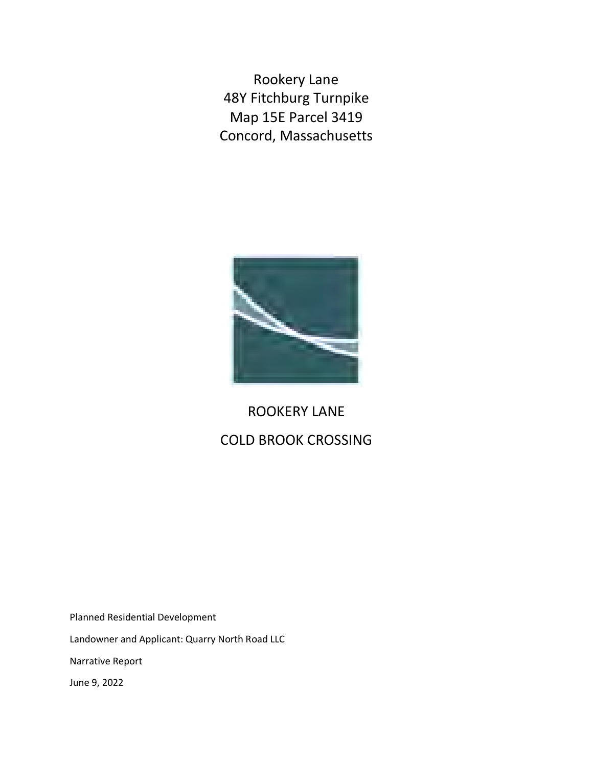Rookery Lane
48Y Fitchburg Turnpike
Map 15E Parcel 3419
Concord, Massachusetts

# ROOKERY LANE

# COLD BROOK CROSSING

Planned Residential Development

Landowner and Applicant: Quarry North Road LLC

Narrative Report

June 9, 2022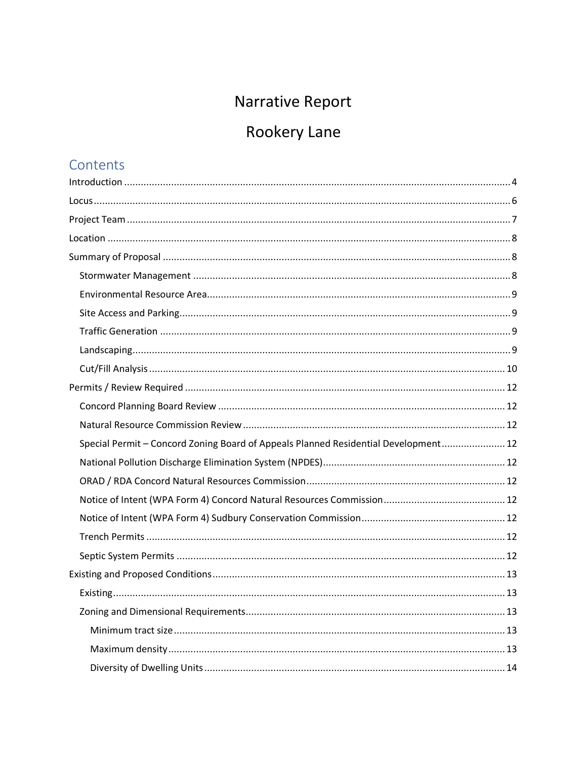# Narrative Report

# Rookery Lane

## Contents

- Introduction .......... 4
- Locus .......... 6
- Project Team .......... 7
- Location .......... 8
- Summary of Proposal .......... 8
  - Stormwater Management .......... 8
  - Environmental Resource Area .......... 9
  - Site Access and Parking .......... 9
  - Traffic Generation .......... 9
  - Landscaping .......... 9
  - Cut/Fill Analysis .......... 10
- Permits / Review Required .......... 12
  - Concord Planning Board Review .......... 12
  - Natural Resource Commission Review .......... 12
  - Special Permit – Concord Zoning Board of Appeals Planned Residential Development .......... 12
  - National Pollution Discharge Elimination System (NPDES) .......... 12
  - ORAD / RDA Concord Natural Resources Commission .......... 12
  - Notice of Intent (WPA Form 4) Concord Natural Resources Commission .......... 12
  - Notice of Intent (WPA Form 4) Sudbury Conservation Commission .......... 12
  - Trench Permits .......... 12
  - Septic System Permits .......... 12
- Existing and Proposed Conditions .......... 13
  - Existing .......... 13
  - Zoning and Dimensional Requirements .......... 13
    - Minimum tract size .......... 13
    - Maximum density .......... 13
    - Diversity of Dwelling Units .......... 14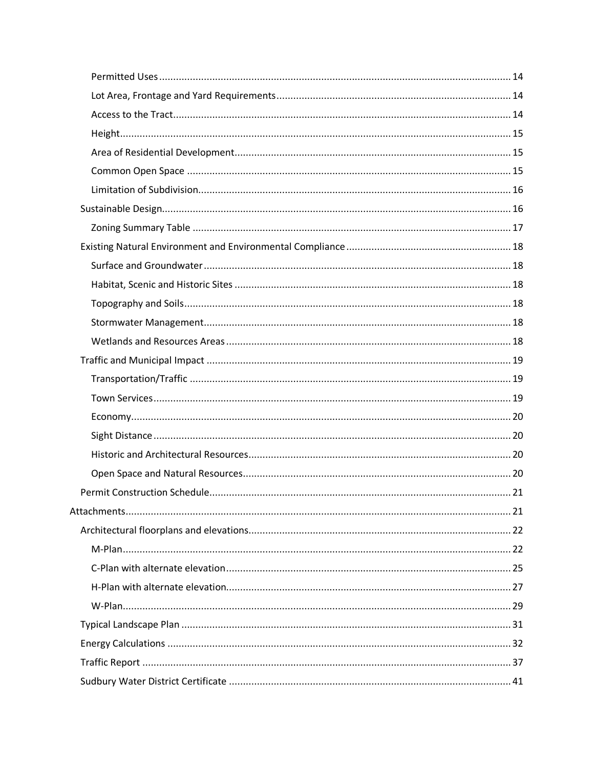- Permitted Uses ... 14
- Lot Area, Frontage and Yard Requirements ... 14
- Access to the Tract ... 14
- Height ... 15
- Area of Residential Development ... 15
- Common Open Space ... 15
- Limitation of Subdivision ... 16

Sustainable Design ... 16

- Zoning Summary Table ... 17

Existing Natural Environment and Environmental Compliance ... 18

- Surface and Groundwater ... 18
- Habitat, Scenic and Historic Sites ... 18
- Topography and Soils ... 18
- Stormwater Management ... 18
- Wetlands and Resources Areas ... 18

Traffic and Municipal Impact ... 19

- Transportation/Traffic ... 19
- Town Services ... 19
- Economy ... 20
- Sight Distance ... 20
- Historic and Architectural Resources ... 20
- Open Space and Natural Resources ... 20

Permit Construction Schedule ... 21

Attachments ... 21

Architectural floorplans and elevations ... 22

- M-Plan ... 22
- C-Plan with alternate elevation ... 25
- H-Plan with alternate elevation ... 27
- W-Plan ... 29

Typical Landscape Plan ... 31

Energy Calculations ... 32

Traffic Report ... 37

Sudbury Water District Certificate ... 41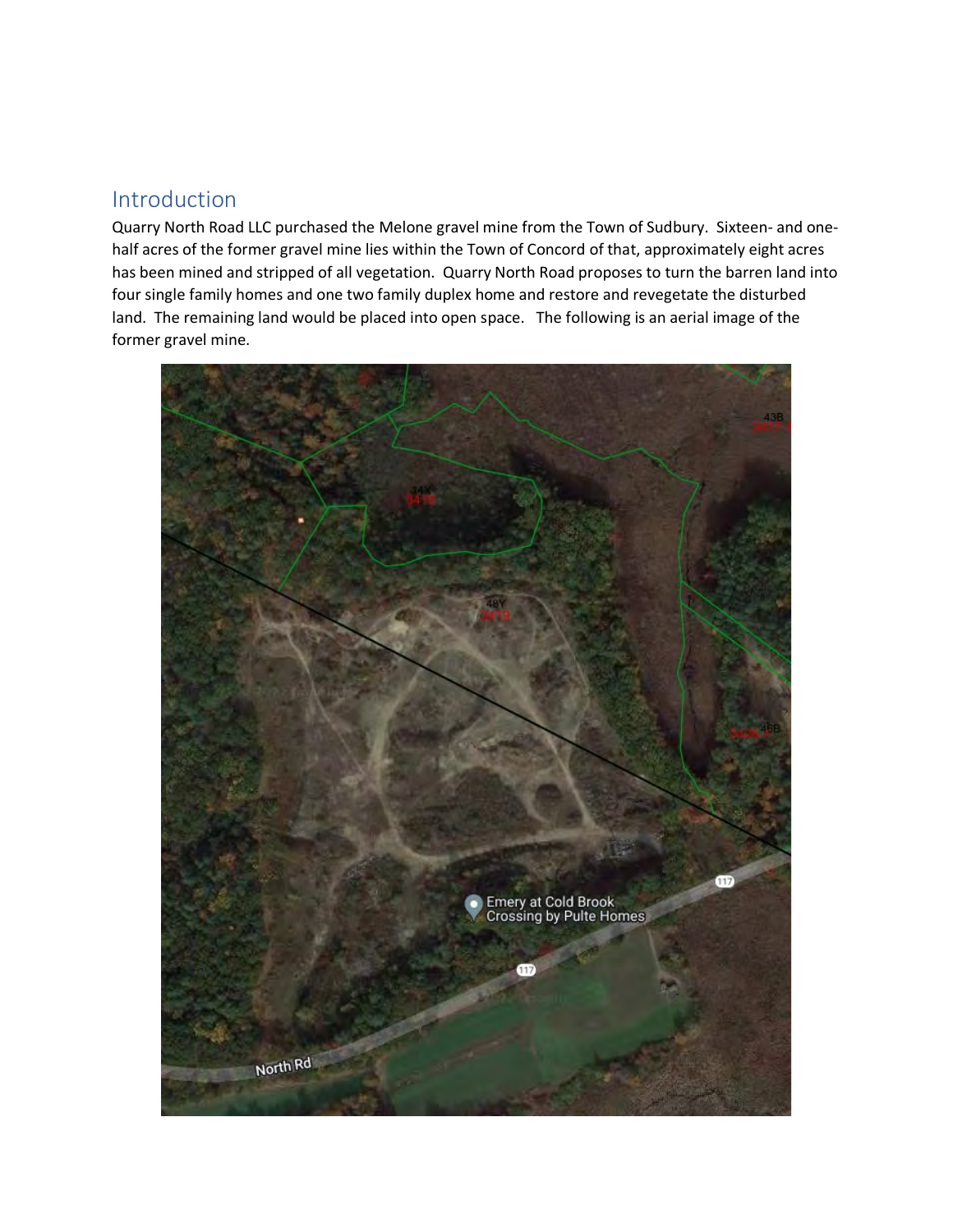## Introduction

Quarry North Road LLC purchased the Melone gravel mine from the Town of Sudbury. Sixteen- and one-half acres of the former gravel mine lies within the Town of Concord of that, approximately eight acres has been mined and stripped of all vegetation. Quarry North Road proposes to turn the barren land into four single family homes and one two family duplex home and restore and revegetate the disturbed land. The remaining land would be placed into open space. The following is an aerial image of the former gravel mine.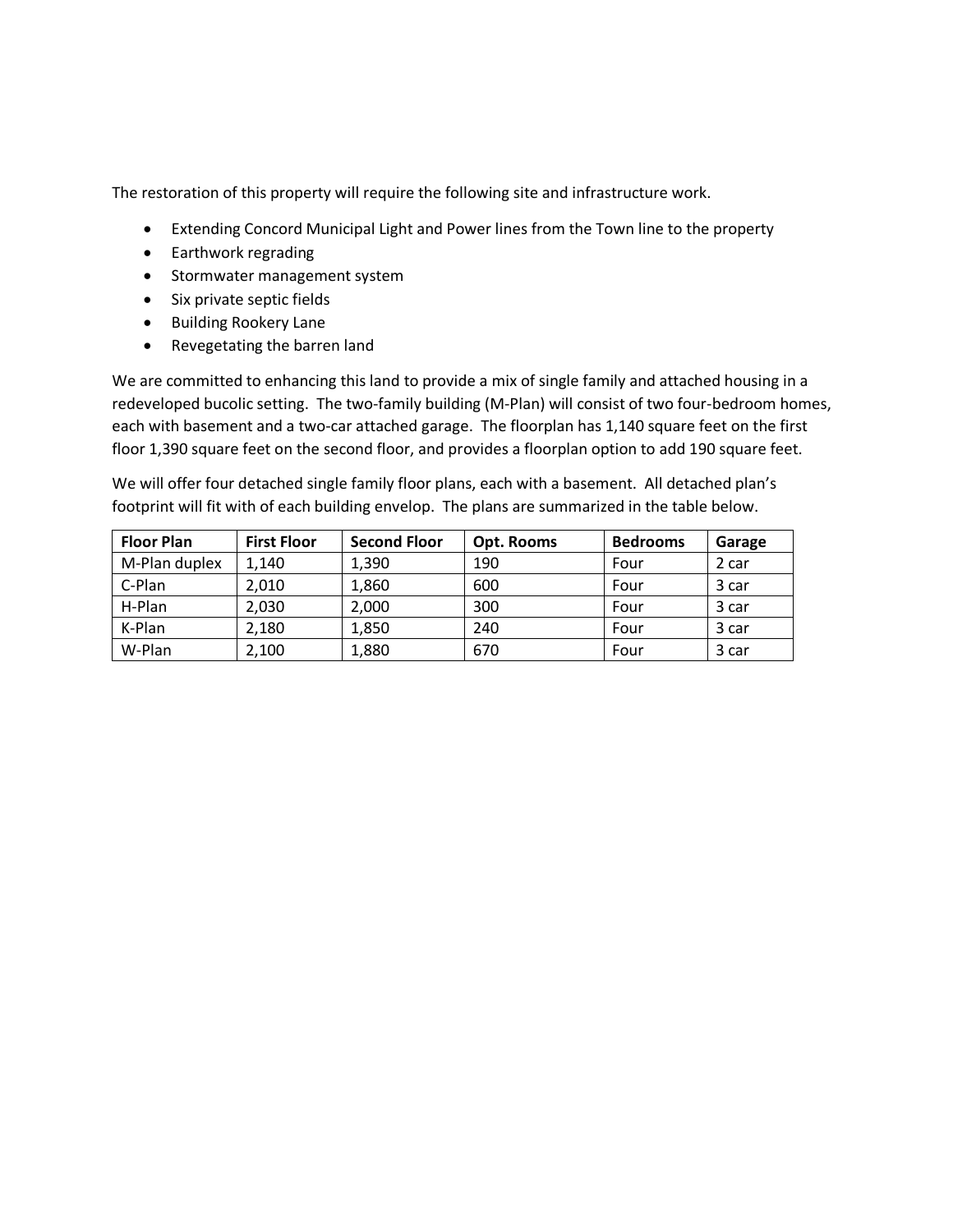The restoration of this property will require the following site and infrastructure work.

- Extending Concord Municipal Light and Power lines from the Town line to the property
- Earthwork regrading
- Stormwater management system
- Six private septic fields
- Building Rookery Lane
- Revegetating the barren land

We are committed to enhancing this land to provide a mix of single family and attached housing in a redeveloped bucolic setting. The two-family building (M-Plan) will consist of two four-bedroom homes, each with basement and a two-car attached garage. The floorplan has 1,140 square feet on the first floor 1,390 square feet on the second floor, and provides a floorplan option to add 190 square feet.

We will offer four detached single family floor plans, each with a basement. All detached plan's footprint will fit with of each building envelop. The plans are summarized in the table below.

| Floor Plan | First Floor | Second Floor | Opt. Rooms | Bedrooms | Garage |
|---|---|---|---|---|---|
| M-Plan duplex | 1,140 | 1,390 | 190 | Four | 2 car |
| C-Plan | 2,010 | 1,860 | 600 | Four | 3 car |
| H-Plan | 2,030 | 2,000 | 300 | Four | 3 car |
| K-Plan | 2,180 | 1,850 | 240 | Four | 3 car |
| W-Plan | 2,100 | 1,880 | 670 | Four | 3 car |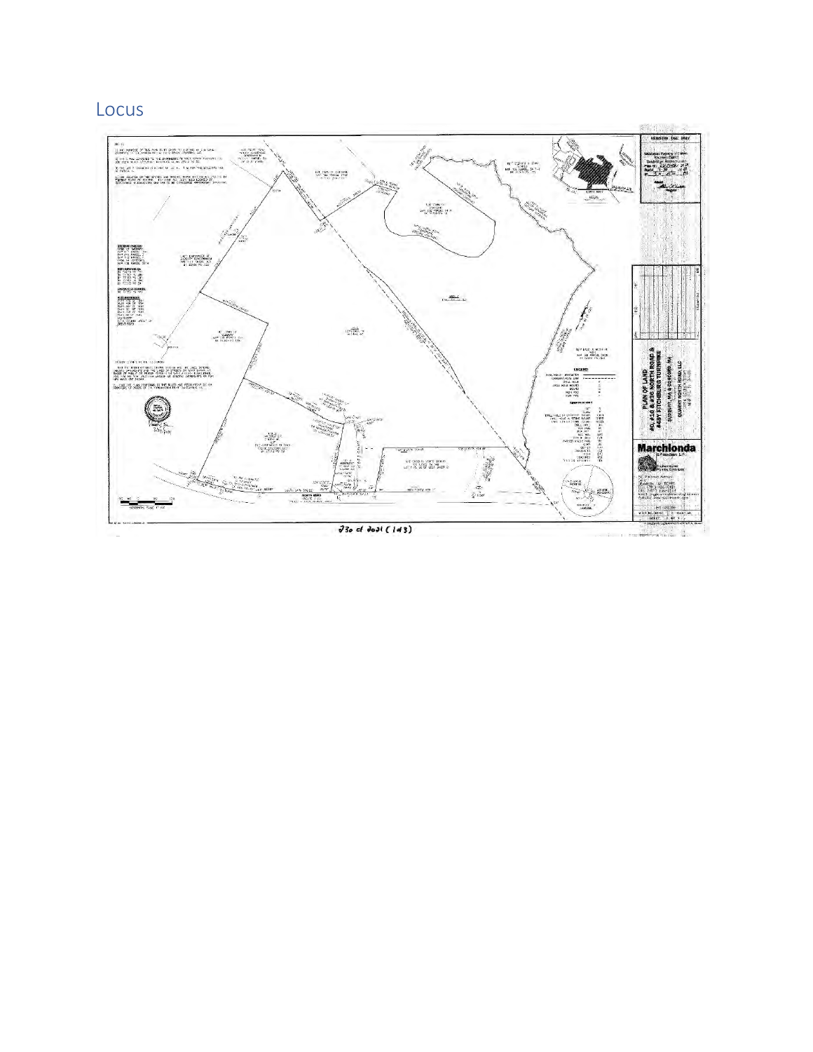# Locus

230 of 2021 (143)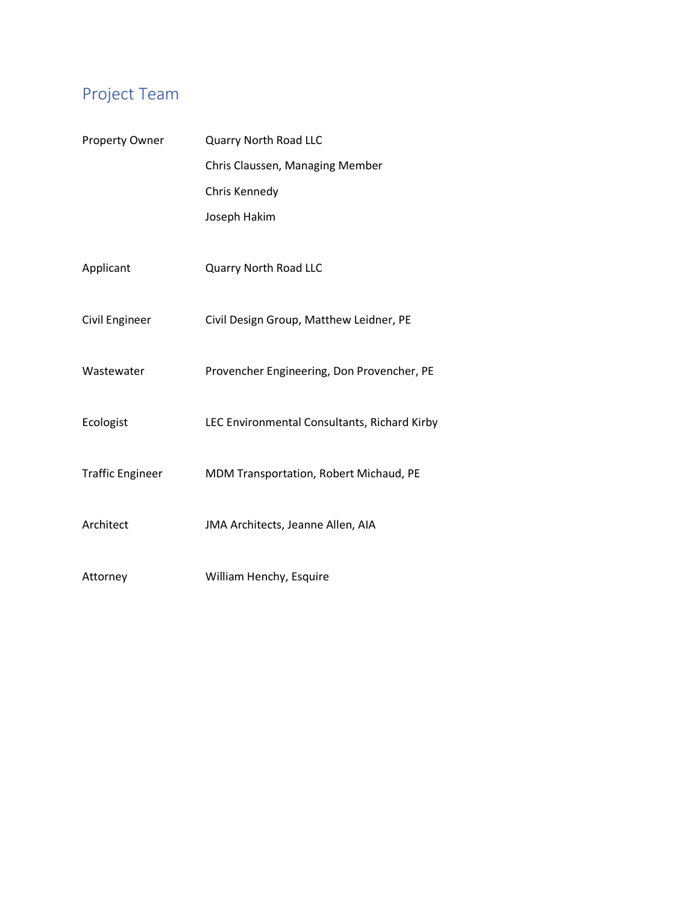# Project Team

| | |
|---|---|
| Property Owner | Quarry North Road LLC<br>Chris Claussen, Managing Member<br>Chris Kennedy<br>Joseph Hakim |
| Applicant | Quarry North Road LLC |
| Civil Engineer | Civil Design Group, Matthew Leidner, PE |
| Wastewater | Provencher Engineering, Don Provencher, PE |
| Ecologist | LEC Environmental Consultants, Richard Kirby |
| Traffic Engineer | MDM Transportation, Robert Michaud, PE |
| Architect | JMA Architects, Jeanne Allen, AIA |
| Attorney | William Henchy, Esquire |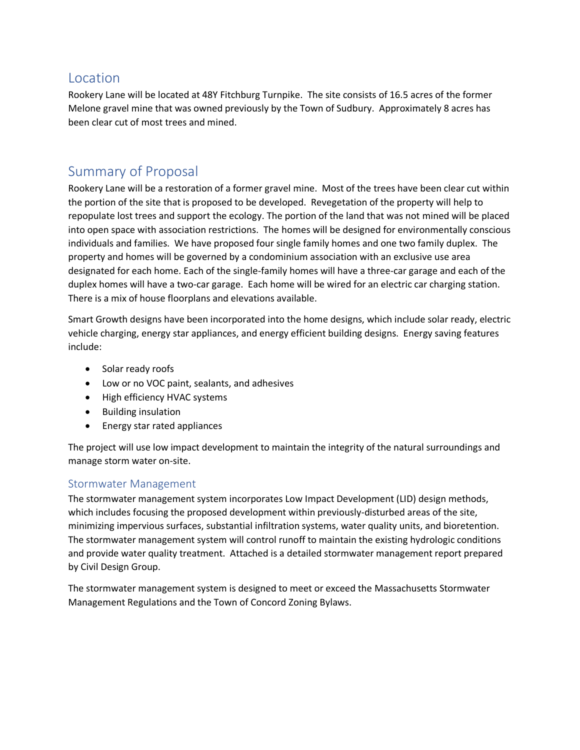## Location

Rookery Lane will be located at 48Y Fitchburg Turnpike. The site consists of 16.5 acres of the former Melone gravel mine that was owned previously by the Town of Sudbury. Approximately 8 acres has been clear cut of most trees and mined.

## Summary of Proposal

Rookery Lane will be a restoration of a former gravel mine. Most of the trees have been clear cut within the portion of the site that is proposed to be developed. Revegetation of the property will help to repopulate lost trees and support the ecology. The portion of the land that was not mined will be placed into open space with association restrictions. The homes will be designed for environmentally conscious individuals and families. We have proposed four single family homes and one two family duplex. The property and homes will be governed by a condominium association with an exclusive use area designated for each home. Each of the single-family homes will have a three-car garage and each of the duplex homes will have a two-car garage. Each home will be wired for an electric car charging station. There is a mix of house floorplans and elevations available.

Smart Growth designs have been incorporated into the home designs, which include solar ready, electric vehicle charging, energy star appliances, and energy efficient building designs. Energy saving features include:

- Solar ready roofs
- Low or no VOC paint, sealants, and adhesives
- High efficiency HVAC systems
- Building insulation
- Energy star rated appliances

The project will use low impact development to maintain the integrity of the natural surroundings and manage storm water on-site.

### Stormwater Management

The stormwater management system incorporates Low Impact Development (LID) design methods, which includes focusing the proposed development within previously-disturbed areas of the site, minimizing impervious surfaces, substantial infiltration systems, water quality units, and bioretention. The stormwater management system will control runoff to maintain the existing hydrologic conditions and provide water quality treatment. Attached is a detailed stormwater management report prepared by Civil Design Group.

The stormwater management system is designed to meet or exceed the Massachusetts Stormwater Management Regulations and the Town of Concord Zoning Bylaws.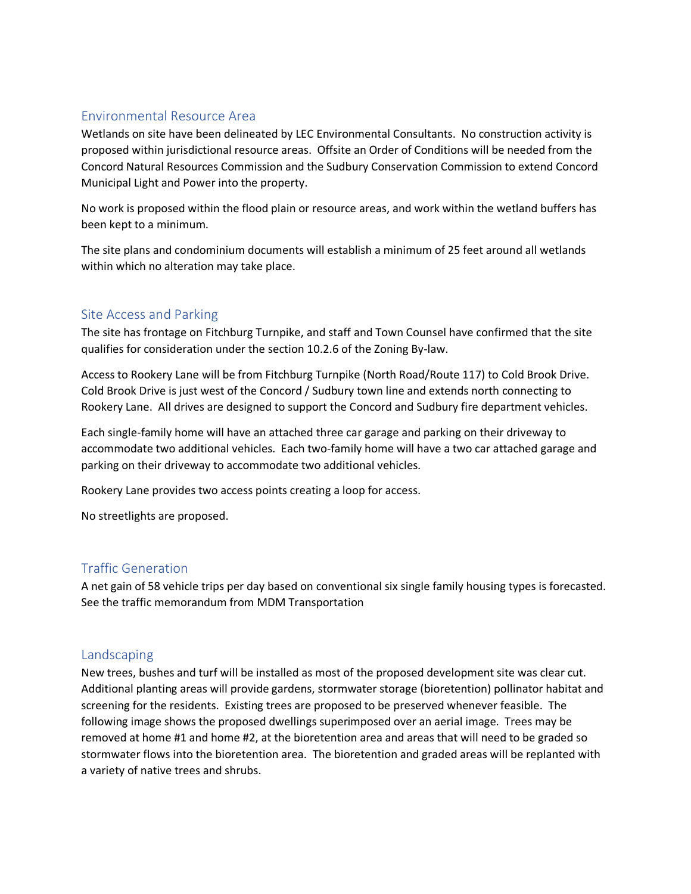## Environmental Resource Area

Wetlands on site have been delineated by LEC Environmental Consultants. No construction activity is proposed within jurisdictional resource areas. Offsite an Order of Conditions will be needed from the Concord Natural Resources Commission and the Sudbury Conservation Commission to extend Concord Municipal Light and Power into the property.

No work is proposed within the flood plain or resource areas, and work within the wetland buffers has been kept to a minimum.

The site plans and condominium documents will establish a minimum of 25 feet around all wetlands within which no alteration may take place.

## Site Access and Parking

The site has frontage on Fitchburg Turnpike, and staff and Town Counsel have confirmed that the site qualifies for consideration under the section 10.2.6 of the Zoning By-law.

Access to Rookery Lane will be from Fitchburg Turnpike (North Road/Route 117) to Cold Brook Drive. Cold Brook Drive is just west of the Concord / Sudbury town line and extends north connecting to Rookery Lane. All drives are designed to support the Concord and Sudbury fire department vehicles.

Each single-family home will have an attached three car garage and parking on their driveway to accommodate two additional vehicles. Each two-family home will have a two car attached garage and parking on their driveway to accommodate two additional vehicles.

Rookery Lane provides two access points creating a loop for access.

No streetlights are proposed.

## Traffic Generation

A net gain of 58 vehicle trips per day based on conventional six single family housing types is forecasted. See the traffic memorandum from MDM Transportation

## Landscaping

New trees, bushes and turf will be installed as most of the proposed development site was clear cut. Additional planting areas will provide gardens, stormwater storage (bioretention) pollinator habitat and screening for the residents. Existing trees are proposed to be preserved whenever feasible. The following image shows the proposed dwellings superimposed over an aerial image. Trees may be removed at home #1 and home #2, at the bioretention area and areas that will need to be graded so stormwater flows into the bioretention area. The bioretention and graded areas will be replanted with a variety of native trees and shrubs.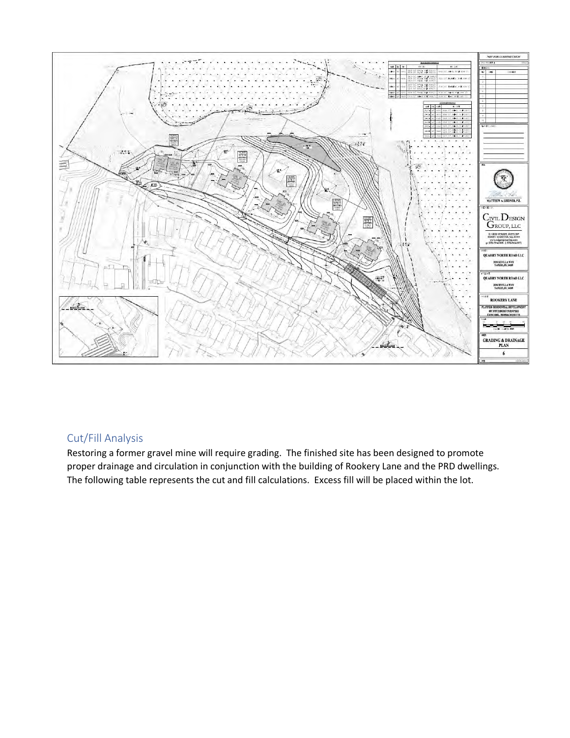## Cut/Fill Analysis

Restoring a former gravel mine will require grading. The finished site has been designed to promote proper drainage and circulation in conjunction with the building of Rookery Lane and the PRD dwellings. The following table represents the cut and fill calculations. Excess fill will be placed within the lot.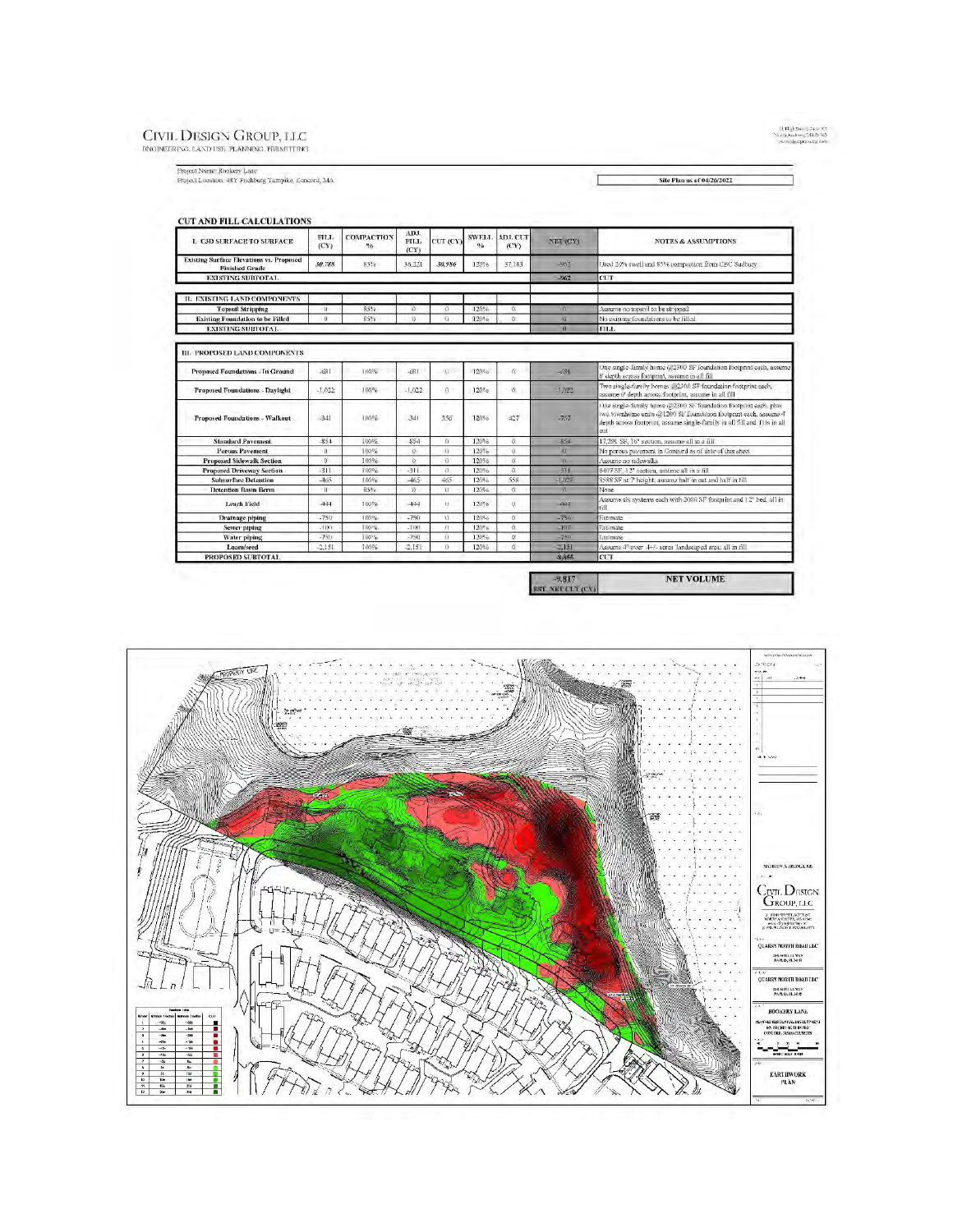# CIVIL DESIGN GROUP, LLC

ENGINEERING, LAND USE, PLANNING, PERMITTING

Project Name: Rookery Lane
Project Location: 487 Fitchburg Turnpike, Concord, MA

**Site Plan as of 04/26/2022**

## CUT AND FILL CALCULATIONS

| I. C3D SURFACE TO SURFACE | FILL (CY) | COMPACTION % | ADJ. FILL (CY) | CUT (CY) | SWELL % | ADJ. CUT (CY) | NET (CY) | NOTES & ASSUMPTIONS |
|---|---|---|---|---|---|---|---|---|
| Existing Surface Elevations vs. Proposed Finished Grade | 30,788 | 85% | 36,221 | 30,986 | 120% | 37,183 | -962 | Used 20% swell and 85% compaction from CBC Sudbury |
| EXISTING SUBTOTAL | | | | | | | -962 | CUT |
| **II. EXISTING LAND COMPONENTS** | | | | | | | | |
| Topsoil Stripping | 0 | 85% | 0 | 0 | 120% | 0 | 0 | Assume no topsoil to be stripped |
| Existing Foundation to be Filled | 0 | 85% | 0 | 0 | 120% | 0 | 0 | No existing foundations to be filled |
| EXISTING SUBTOTAL | | | | | | | 0 | FILL |
| **III. PROPOSED LAND COMPONENTS** | | | | | | | | |
| Proposed Foundations - In Ground | -681 | 100% | -681 | 0 | 120% | 0 | -681 | One single-family home @2300 SF foundation footprint each, assume 8' depth across footprint, assume in all fill |
| Proposed Foundations - Daylight | -1,022 | 100% | -1,022 | 0 | 120% | 0 | -1,022 | Two single-family homes @2300 SF foundation footprint each, assume 6' depth across footprint, assume in all fill |
| Proposed Foundations - Walkout | -341 | 100% | -341 | 356 | 120% | 427 | -767 | One single-family home @2300 SF foundation footprint each, plus two townhome units @1200 SF foundation footprint each, assume 4' depth across footprint, assume single-family in all fill and TH is in all cut |
| Standard Pavement | -854 | 100% | -854 | 0 | 120% | 0 | -854 | 17,291 SF, 16" section, assume all in a fill |
| Porous Pavement | 0 | 100% | 0 | 0 | 120% | 0 | 0 | No porous pavement in Concord as of date of this sheet |
| Proposed Sidewalk Section | 0 | 100% | 0 | 0 | 120% | 0 | 0 | Assume no sidewalks |
| Proposed Driveway Section | -311 | 100% | -311 | 0 | 120% | 0 | -311 | 8407 SF, 12" section, assume all in a fill |
| Subsurface Detention | -465 | 100% | -465 | 465 | 120% | 558 | -1,023 | 2588 SF at 7' height; assume half in cut and half in fill |
| Detention Basin Berm | 0 | 85% | 0 | 0 | 120% | 0 | 0 | None |
| Leach Field | -444 | 100% | -444 | 0 | 120% | 0 | -444 | Assume six systems each with 2000 SF footprint and 12" bed, all in fill |
| Drainage piping | -750 | 100% | -750 | 0 | 120% | 0 | -750 | Estimate |
| Sewer piping | -100 | 100% | -100 | 0 | 120% | 0 | -100 | Estimate |
| Water piping | -750 | 100% | -750 | 0 | 120% | 0 | -750 | Estimate |
| Loam/seed | -2,151 | 100% | -2,151 | 0 | 120% | 0 | -2,151 | Assume 4" over 4+/- acres landscaped area; all in fill |
| PROPOSED SUBTOTAL | | | | | | | -8,855 | CUT |
| | | | | | | | **-9,817** EST. NET CUT (CY) | **NET VOLUME** |

ROOKERY LANE

EARTHWORK PLAN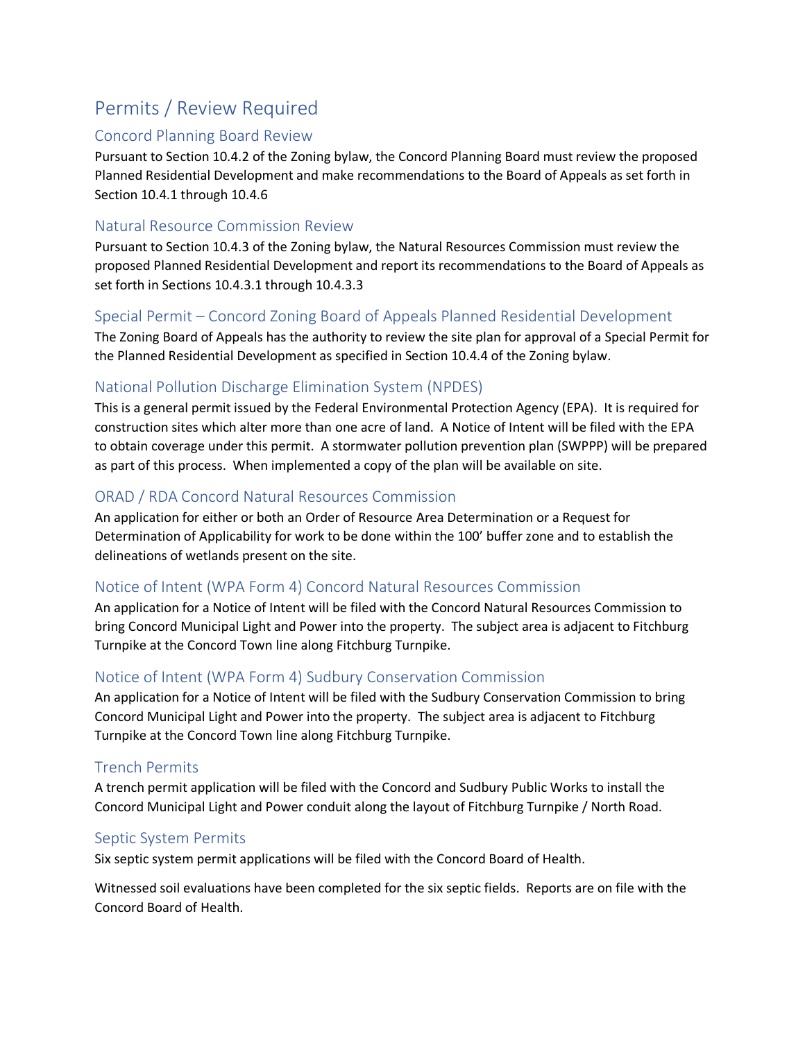# Permits / Review Required

## Concord Planning Board Review

Pursuant to Section 10.4.2 of the Zoning bylaw, the Concord Planning Board must review the proposed Planned Residential Development and make recommendations to the Board of Appeals as set forth in Section 10.4.1 through 10.4.6

## Natural Resource Commission Review

Pursuant to Section 10.4.3 of the Zoning bylaw, the Natural Resources Commission must review the proposed Planned Residential Development and report its recommendations to the Board of Appeals as set forth in Sections 10.4.3.1 through 10.4.3.3

## Special Permit – Concord Zoning Board of Appeals Planned Residential Development

The Zoning Board of Appeals has the authority to review the site plan for approval of a Special Permit for the Planned Residential Development as specified in Section 10.4.4 of the Zoning bylaw.

## National Pollution Discharge Elimination System (NPDES)

This is a general permit issued by the Federal Environmental Protection Agency (EPA). It is required for construction sites which alter more than one acre of land. A Notice of Intent will be filed with the EPA to obtain coverage under this permit. A stormwater pollution prevention plan (SWPPP) will be prepared as part of this process. When implemented a copy of the plan will be available on site.

## ORAD / RDA Concord Natural Resources Commission

An application for either or both an Order of Resource Area Determination or a Request for Determination of Applicability for work to be done within the 100' buffer zone and to establish the delineations of wetlands present on the site.

## Notice of Intent (WPA Form 4) Concord Natural Resources Commission

An application for a Notice of Intent will be filed with the Concord Natural Resources Commission to bring Concord Municipal Light and Power into the property. The subject area is adjacent to Fitchburg Turnpike at the Concord Town line along Fitchburg Turnpike.

## Notice of Intent (WPA Form 4) Sudbury Conservation Commission

An application for a Notice of Intent will be filed with the Sudbury Conservation Commission to bring Concord Municipal Light and Power into the property. The subject area is adjacent to Fitchburg Turnpike at the Concord Town line along Fitchburg Turnpike.

## Trench Permits

A trench permit application will be filed with the Concord and Sudbury Public Works to install the Concord Municipal Light and Power conduit along the layout of Fitchburg Turnpike / North Road.

## Septic System Permits

Six septic system permit applications will be filed with the Concord Board of Health.

Witnessed soil evaluations have been completed for the six septic fields. Reports are on file with the Concord Board of Health.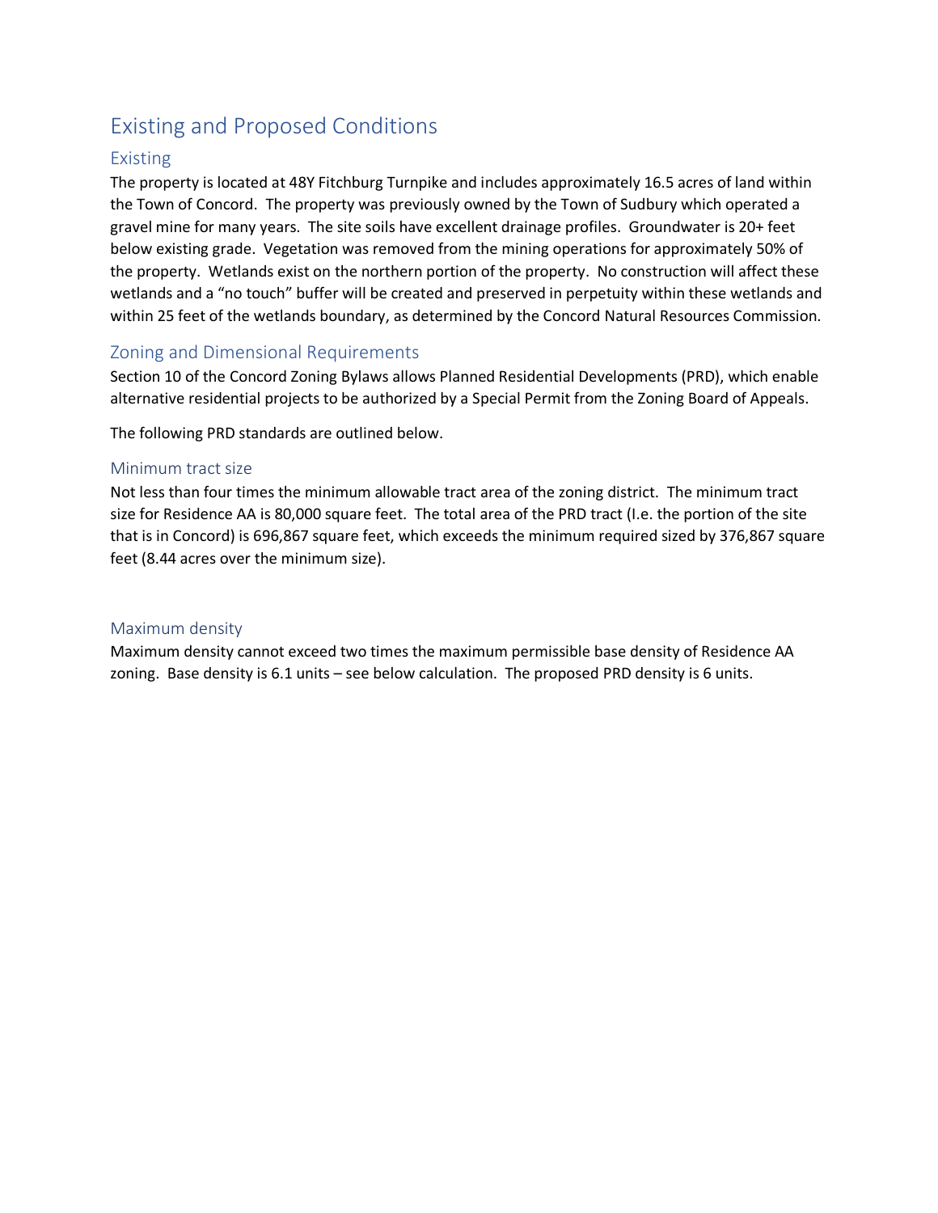# Existing and Proposed Conditions

## Existing

The property is located at 48Y Fitchburg Turnpike and includes approximately 16.5 acres of land within the Town of Concord. The property was previously owned by the Town of Sudbury which operated a gravel mine for many years. The site soils have excellent drainage profiles. Groundwater is 20+ feet below existing grade. Vegetation was removed from the mining operations for approximately 50% of the property. Wetlands exist on the northern portion of the property. No construction will affect these wetlands and a "no touch" buffer will be created and preserved in perpetuity within these wetlands and within 25 feet of the wetlands boundary, as determined by the Concord Natural Resources Commission.

## Zoning and Dimensional Requirements

Section 10 of the Concord Zoning Bylaws allows Planned Residential Developments (PRD), which enable alternative residential projects to be authorized by a Special Permit from the Zoning Board of Appeals.

The following PRD standards are outlined below.

### Minimum tract size

Not less than four times the minimum allowable tract area of the zoning district. The minimum tract size for Residence AA is 80,000 square feet. The total area of the PRD tract (I.e. the portion of the site that is in Concord) is 696,867 square feet, which exceeds the minimum required sized by 376,867 square feet (8.44 acres over the minimum size).

### Maximum density

Maximum density cannot exceed two times the maximum permissible base density of Residence AA zoning. Base density is 6.1 units – see below calculation. The proposed PRD density is 6 units.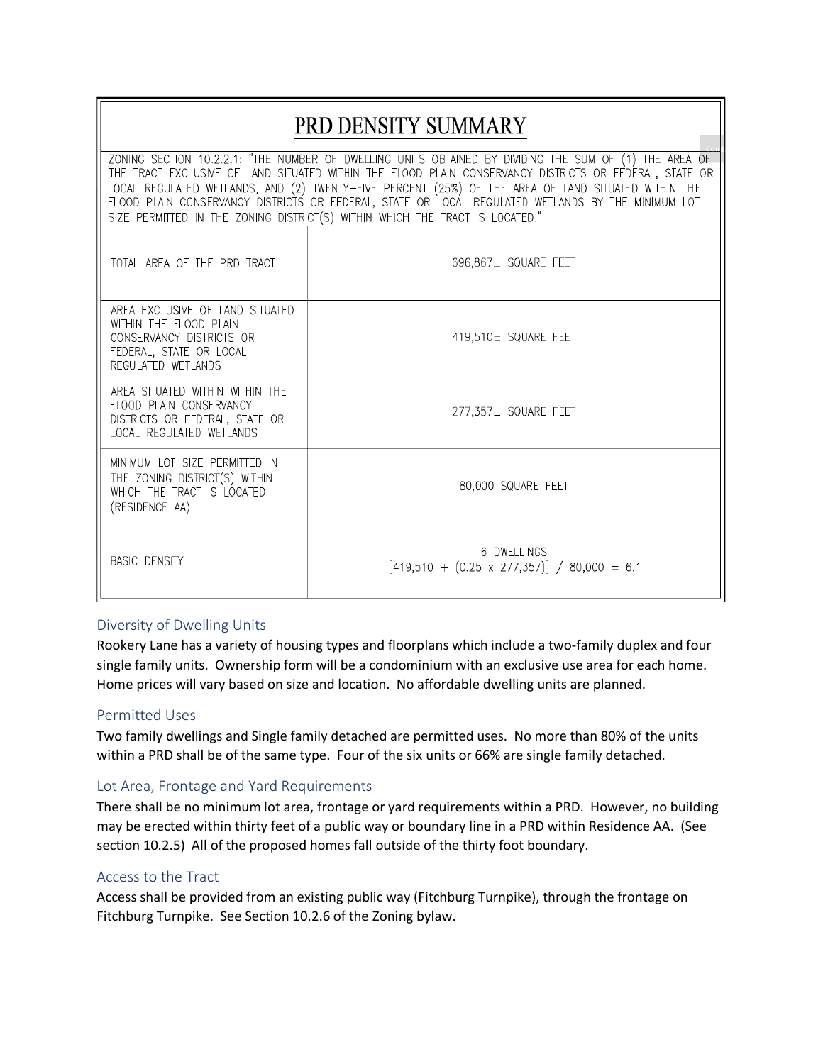## PRD DENSITY SUMMARY

ZONING SECTION 10.2.2.1: "THE NUMBER OF DWELLING UNITS OBTAINED BY DIVIDING THE SUM OF (1) THE AREA OF THE TRACT EXCLUSIVE OF LAND SITUATED WITHIN THE FLOOD PLAIN CONSERVANCY DISTRICTS OR FEDERAL, STATE OR LOCAL REGULATED WETLANDS, AND (2) TWENTY-FIVE PERCENT (25%) OF THE AREA OF LAND SITUATED WITHIN THE FLOOD PLAIN CONSERVANCY DISTRICTS OR FEDERAL, STATE OR LOCAL REGULATED WETLANDS BY THE MINIMUM LOT SIZE PERMITTED IN THE ZONING DISTRICT(S) WITHIN WHICH THE TRACT IS LOCATED."

| | |
|---|---|
| TOTAL AREA OF THE PRD TRACT | 696,867± SQUARE FEET |
| AREA EXCLUSIVE OF LAND SITUATED WITHIN THE FLOOD PLAIN CONSERVANCY DISTRICTS OR FEDERAL, STATE OR LOCAL REGULATED WETLANDS | 419,510± SQUARE FEET |
| AREA SITUATED WITHIN WITHIN THE FLOOD PLAIN CONSERVANCY DISTRICTS OR FEDERAL, STATE OR LOCAL REGULATED WETLANDS | 277,357± SQUARE FEET |
| MINIMUM LOT SIZE PERMITTED IN THE ZONING DISTRICT(S) WITHIN WHICH THE TRACT IS LOCATED (RESIDENCE AA) | 80,000 SQUARE FEET |
| BASIC DENSITY | 6 DWELLINGS<br>[419,510 + (0.25 x 277,357)] / 80,000 = 6.1 |

### Diversity of Dwelling Units

Rookery Lane has a variety of housing types and floorplans which include a two-family duplex and four single family units. Ownership form will be a condominium with an exclusive use area for each home. Home prices will vary based on size and location. No affordable dwelling units are planned.

### Permitted Uses

Two family dwellings and Single family detached are permitted uses. No more than 80% of the units within a PRD shall be of the same type. Four of the six units or 66% are single family detached.

### Lot Area, Frontage and Yard Requirements

There shall be no minimum lot area, frontage or yard requirements within a PRD. However, no building may be erected within thirty feet of a public way or boundary line in a PRD within Residence AA. (See section 10.2.5) All of the proposed homes fall outside of the thirty foot boundary.

### Access to the Tract

Access shall be provided from an existing public way (Fitchburg Turnpike), through the frontage on Fitchburg Turnpike. See Section 10.2.6 of the Zoning bylaw.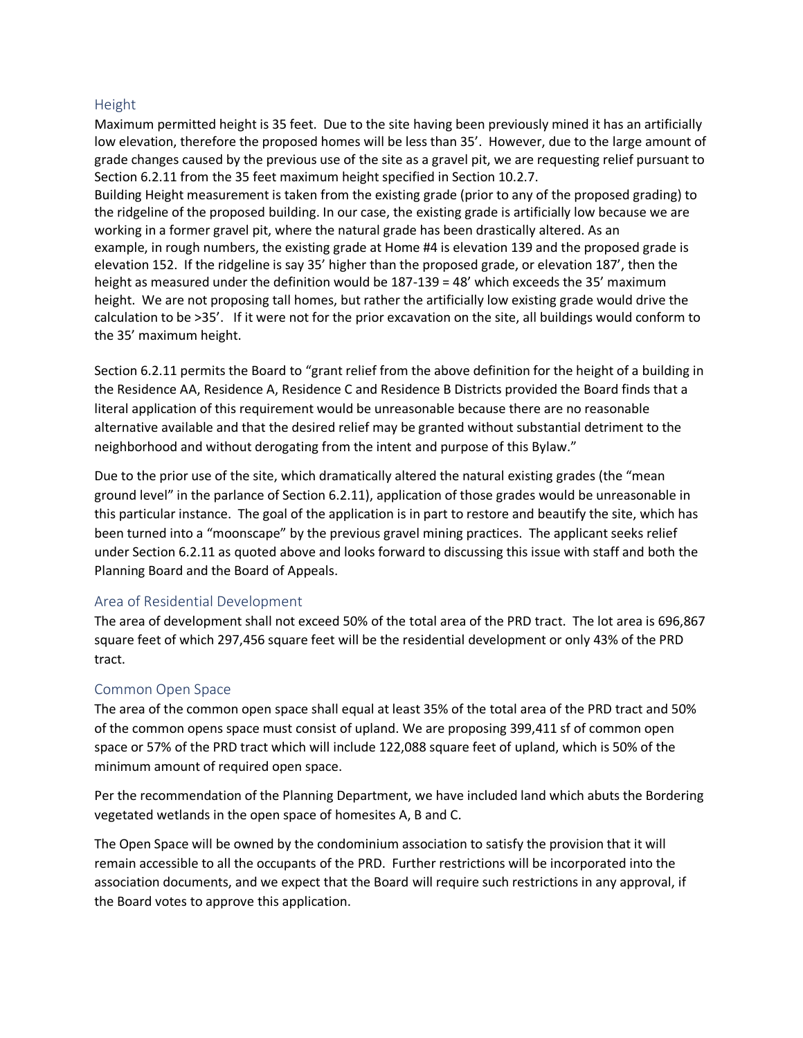## Height

Maximum permitted height is 35 feet. Due to the site having been previously mined it has an artificially low elevation, therefore the proposed homes will be less than 35'. However, due to the large amount of grade changes caused by the previous use of the site as a gravel pit, we are requesting relief pursuant to Section 6.2.11 from the 35 feet maximum height specified in Section 10.2.7.

Building Height measurement is taken from the existing grade (prior to any of the proposed grading) to the ridgeline of the proposed building. In our case, the existing grade is artificially low because we are working in a former gravel pit, where the natural grade has been drastically altered. As an example, in rough numbers, the existing grade at Home #4 is elevation 139 and the proposed grade is elevation 152. If the ridgeline is say 35' higher than the proposed grade, or elevation 187', then the height as measured under the definition would be 187-139 = 48' which exceeds the 35' maximum height. We are not proposing tall homes, but rather the artificially low existing grade would drive the calculation to be >35'. If it were not for the prior excavation on the site, all buildings would conform to the 35' maximum height.

Section 6.2.11 permits the Board to "grant relief from the above definition for the height of a building in the Residence AA, Residence A, Residence C and Residence B Districts provided the Board finds that a literal application of this requirement would be unreasonable because there are no reasonable alternative available and that the desired relief may be granted without substantial detriment to the neighborhood and without derogating from the intent and purpose of this Bylaw."

Due to the prior use of the site, which dramatically altered the natural existing grades (the "mean ground level" in the parlance of Section 6.2.11), application of those grades would be unreasonable in this particular instance. The goal of the application is in part to restore and beautify the site, which has been turned into a "moonscape" by the previous gravel mining practices. The applicant seeks relief under Section 6.2.11 as quoted above and looks forward to discussing this issue with staff and both the Planning Board and the Board of Appeals.

## Area of Residential Development

The area of development shall not exceed 50% of the total area of the PRD tract. The lot area is 696,867 square feet of which 297,456 square feet will be the residential development or only 43% of the PRD tract.

## Common Open Space

The area of the common open space shall equal at least 35% of the total area of the PRD tract and 50% of the common opens space must consist of upland. We are proposing 399,411 sf of common open space or 57% of the PRD tract which will include 122,088 square feet of upland, which is 50% of the minimum amount of required open space.

Per the recommendation of the Planning Department, we have included land which abuts the Bordering vegetated wetlands in the open space of homesites A, B and C.

The Open Space will be owned by the condominium association to satisfy the provision that it will remain accessible to all the occupants of the PRD. Further restrictions will be incorporated into the association documents, and we expect that the Board will require such restrictions in any approval, if the Board votes to approve this application.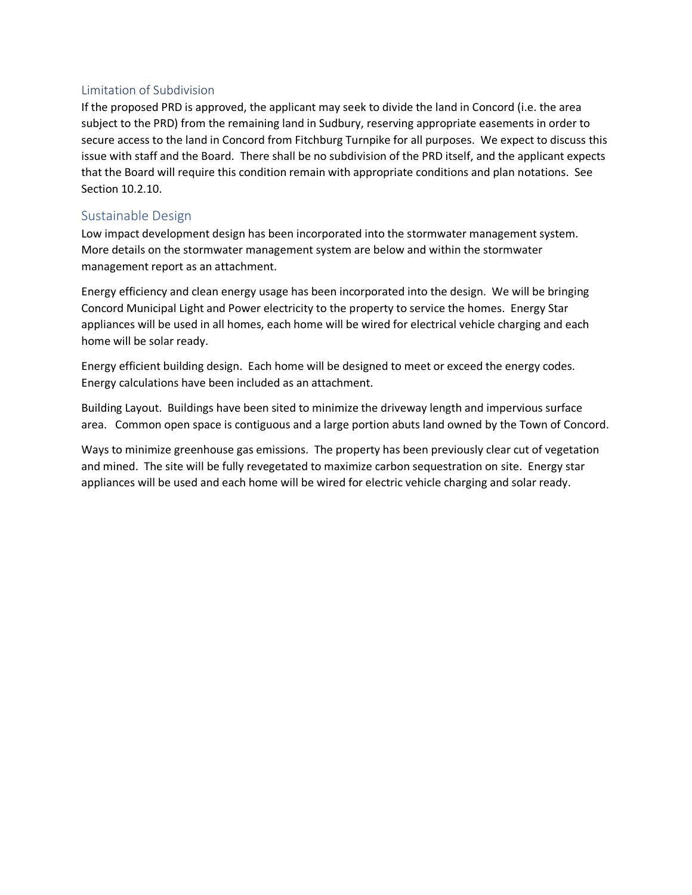## Limitation of Subdivision

If the proposed PRD is approved, the applicant may seek to divide the land in Concord (i.e. the area subject to the PRD) from the remaining land in Sudbury, reserving appropriate easements in order to secure access to the land in Concord from Fitchburg Turnpike for all purposes. We expect to discuss this issue with staff and the Board. There shall be no subdivision of the PRD itself, and the applicant expects that the Board will require this condition remain with appropriate conditions and plan notations. See Section 10.2.10.

## Sustainable Design

Low impact development design has been incorporated into the stormwater management system. More details on the stormwater management system are below and within the stormwater management report as an attachment.

Energy efficiency and clean energy usage has been incorporated into the design. We will be bringing Concord Municipal Light and Power electricity to the property to service the homes. Energy Star appliances will be used in all homes, each home will be wired for electrical vehicle charging and each home will be solar ready.

Energy efficient building design. Each home will be designed to meet or exceed the energy codes. Energy calculations have been included as an attachment.

Building Layout. Buildings have been sited to minimize the driveway length and impervious surface area. Common open space is contiguous and a large portion abuts land owned by the Town of Concord.

Ways to minimize greenhouse gas emissions. The property has been previously clear cut of vegetation and mined. The site will be fully revegetated to maximize carbon sequestration on site. Energy star appliances will be used and each home will be wired for electric vehicle charging and solar ready.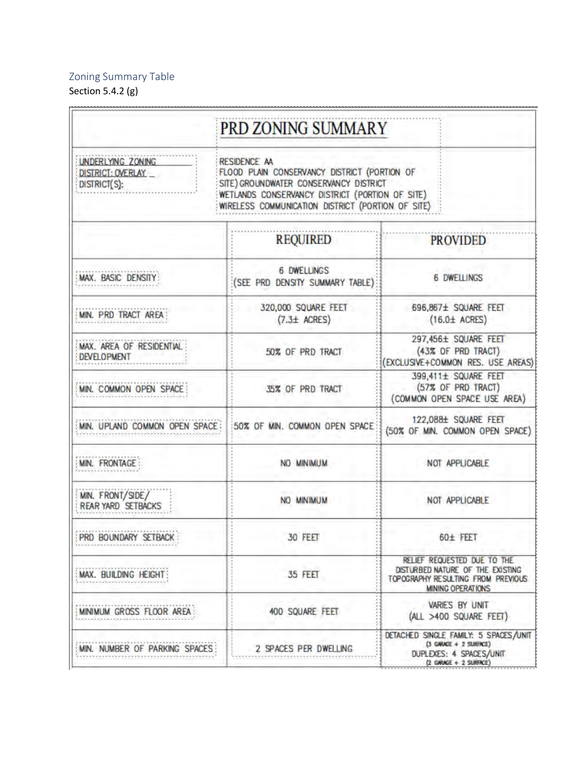## Zoning Summary Table

Section 5.4.2 (g)

| PRD ZONING SUMMARY | | |
|---|---|---|
| UNDERLYING ZONING DISTRICT: OVERLAY _ DISTRICT(S): | RESIDENCE AA<br>FLOOD PLAIN CONSERVANCY DISTRICT (PORTION OF SITE) GROUNDWATER CONSERVANCY DISTRICT<br>WETLANDS CONSERVANCY DISTRICT (PORTION OF SITE)<br>WIRELESS COMMUNICATION DISTRICT (PORTION OF SITE) | |
| | **REQUIRED** | **PROVIDED** |
| MAX. BASIC DENSITY | 6 DWELLINGS (SEE PRD DENSITY SUMMARY TABLE) | 6 DWELLINGS |
| MIN. PRD TRACT AREA | 320,000 SQUARE FEET (7.3± ACRES) | 696,867± SQUARE FEET (16.0± ACRES) |
| MAX. AREA OF RESIDENTIAL DEVELOPMENT | 50% OF PRD TRACT | 297,456± SQUARE FEET (43% OF PRD TRACT) (EXCLUSIVE+COMMON RES. USE AREAS) |
| MIN. COMMON OPEN SPACE | 35% OF PRD TRACT | 399,411± SQUARE FEET (57% OF PRD TRACT) (COMMON OPEN SPACE USE AREA) |
| MIN. UPLAND COMMON OPEN SPACE | 50% OF MIN. COMMON OPEN SPACE | 122,088± SQUARE FEET (50% OF MIN. COMMON OPEN SPACE) |
| MIN. FRONTAGE | NO MINIMUM | NOT APPLICABLE |
| MIN. FRONT/SIDE/ REAR YARD SETBACKS | NO MINIMUM | NOT APPLICABLE |
| PRD BOUNDARY SETBACK | 30 FEET | 60± FEET |
| MAX. BUILDING HEIGHT | 35 FEET | RELIEF REQUESTED DUE TO THE DISTURBED NATURE OF THE EXISTING TOPOGRAPHY RESULTING FROM PREVIOUS MINING OPERATIONS |
| MINIMUM GROSS FLOOR AREA | 400 SQUARE FEET | VARIES BY UNIT (ALL >400 SQUARE FEET) |
| MIN. NUMBER OF PARKING SPACES | 2 SPACES PER DWELLING | DETACHED SINGLE FAMILY: 5 SPACES/UNIT (3 GARAGE + 2 SURFACE)<br>DUPLEXES: 4 SPACES/UNIT (2 GARAGE + 2 SURFACE) |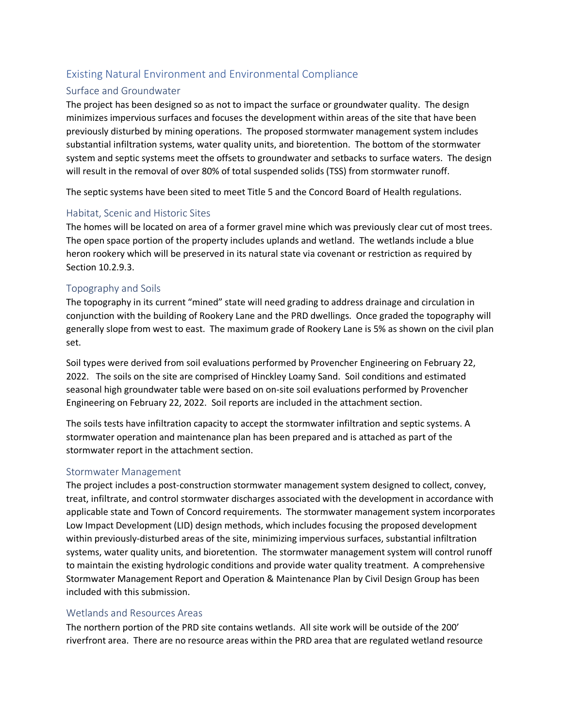## Existing Natural Environment and Environmental Compliance

### Surface and Groundwater

The project has been designed so as not to impact the surface or groundwater quality. The design minimizes impervious surfaces and focuses the development within areas of the site that have been previously disturbed by mining operations. The proposed stormwater management system includes substantial infiltration systems, water quality units, and bioretention. The bottom of the stormwater system and septic systems meet the offsets to groundwater and setbacks to surface waters. The design will result in the removal of over 80% of total suspended solids (TSS) from stormwater runoff.

The septic systems have been sited to meet Title 5 and the Concord Board of Health regulations.

### Habitat, Scenic and Historic Sites

The homes will be located on area of a former gravel mine which was previously clear cut of most trees. The open space portion of the property includes uplands and wetland. The wetlands include a blue heron rookery which will be preserved in its natural state via covenant or restriction as required by Section 10.2.9.3.

### Topography and Soils

The topography in its current "mined" state will need grading to address drainage and circulation in conjunction with the building of Rookery Lane and the PRD dwellings. Once graded the topography will generally slope from west to east. The maximum grade of Rookery Lane is 5% as shown on the civil plan set.

Soil types were derived from soil evaluations performed by Provencher Engineering on February 22, 2022. The soils on the site are comprised of Hinckley Loamy Sand. Soil conditions and estimated seasonal high groundwater table were based on on-site soil evaluations performed by Provencher Engineering on February 22, 2022. Soil reports are included in the attachment section.

The soils tests have infiltration capacity to accept the stormwater infiltration and septic systems. A stormwater operation and maintenance plan has been prepared and is attached as part of the stormwater report in the attachment section.

### Stormwater Management

The project includes a post-construction stormwater management system designed to collect, convey, treat, infiltrate, and control stormwater discharges associated with the development in accordance with applicable state and Town of Concord requirements. The stormwater management system incorporates Low Impact Development (LID) design methods, which includes focusing the proposed development within previously-disturbed areas of the site, minimizing impervious surfaces, substantial infiltration systems, water quality units, and bioretention. The stormwater management system will control runoff to maintain the existing hydrologic conditions and provide water quality treatment. A comprehensive Stormwater Management Report and Operation & Maintenance Plan by Civil Design Group has been included with this submission.

### Wetlands and Resources Areas

The northern portion of the PRD site contains wetlands. All site work will be outside of the 200' riverfront area. There are no resource areas within the PRD area that are regulated wetland resource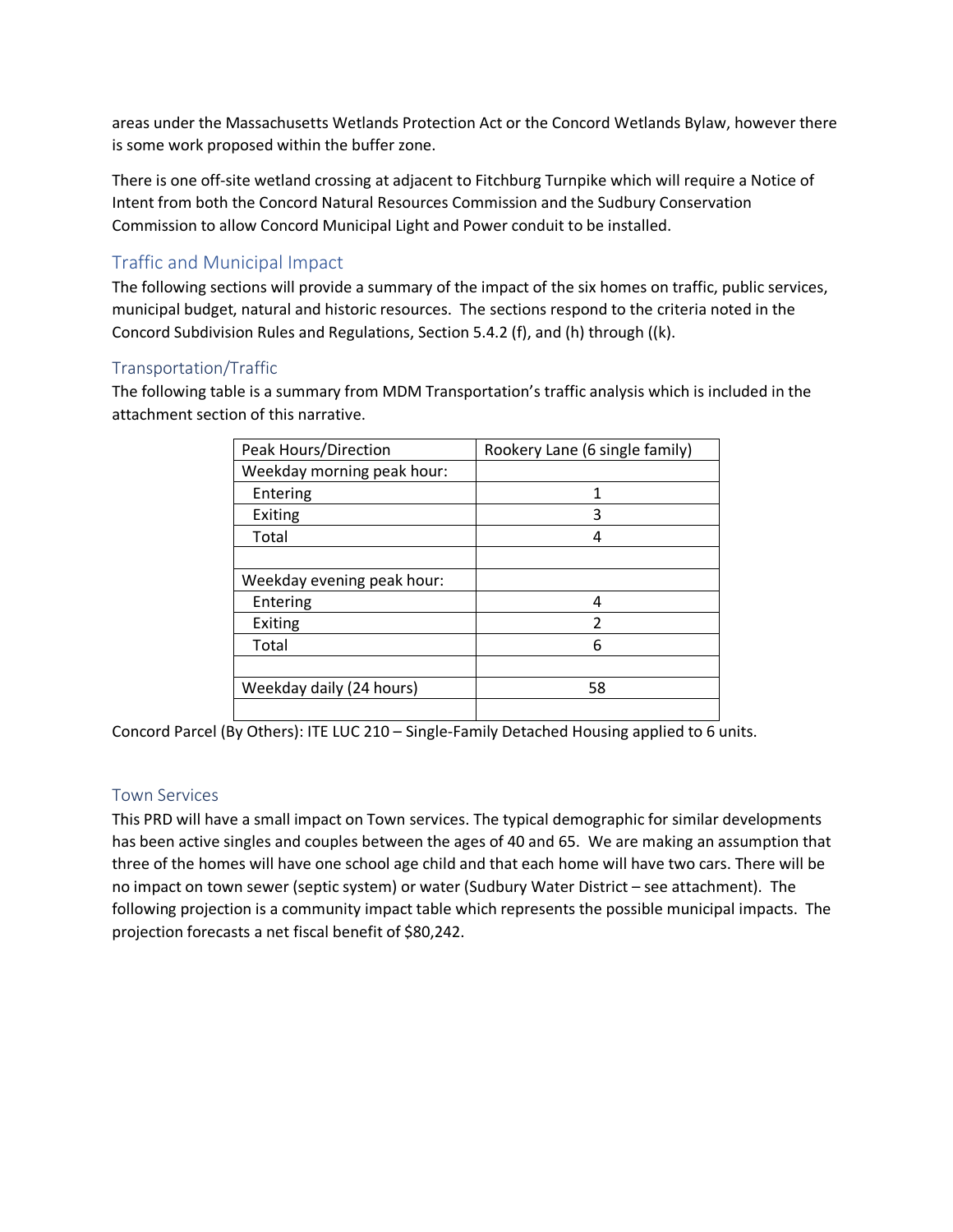areas under the Massachusetts Wetlands Protection Act or the Concord Wetlands Bylaw, however there is some work proposed within the buffer zone.

There is one off-site wetland crossing at adjacent to Fitchburg Turnpike which will require a Notice of Intent from both the Concord Natural Resources Commission and the Sudbury Conservation Commission to allow Concord Municipal Light and Power conduit to be installed.

## Traffic and Municipal Impact

The following sections will provide a summary of the impact of the six homes on traffic, public services, municipal budget, natural and historic resources. The sections respond to the criteria noted in the Concord Subdivision Rules and Regulations, Section 5.4.2 (f), and (h) through ((k).

### Transportation/Traffic

The following table is a summary from MDM Transportation's traffic analysis which is included in the attachment section of this narrative.

| Peak Hours/Direction | Rookery Lane (6 single family) |
|---|---|
| Weekday morning peak hour: | |
| Entering | 1 |
| Exiting | 3 |
| Total | 4 |
| | |
| Weekday evening peak hour: | |
| Entering | 4 |
| Exiting | 2 |
| Total | 6 |
| | |
| Weekday daily (24 hours) | 58 |
| | |

Concord Parcel (By Others): ITE LUC 210 – Single-Family Detached Housing applied to 6 units.

### Town Services

This PRD will have a small impact on Town services. The typical demographic for similar developments has been active singles and couples between the ages of 40 and 65. We are making an assumption that three of the homes will have one school age child and that each home will have two cars. There will be no impact on town sewer (septic system) or water (Sudbury Water District – see attachment). The following projection is a community impact table which represents the possible municipal impacts. The projection forecasts a net fiscal benefit of $80,242.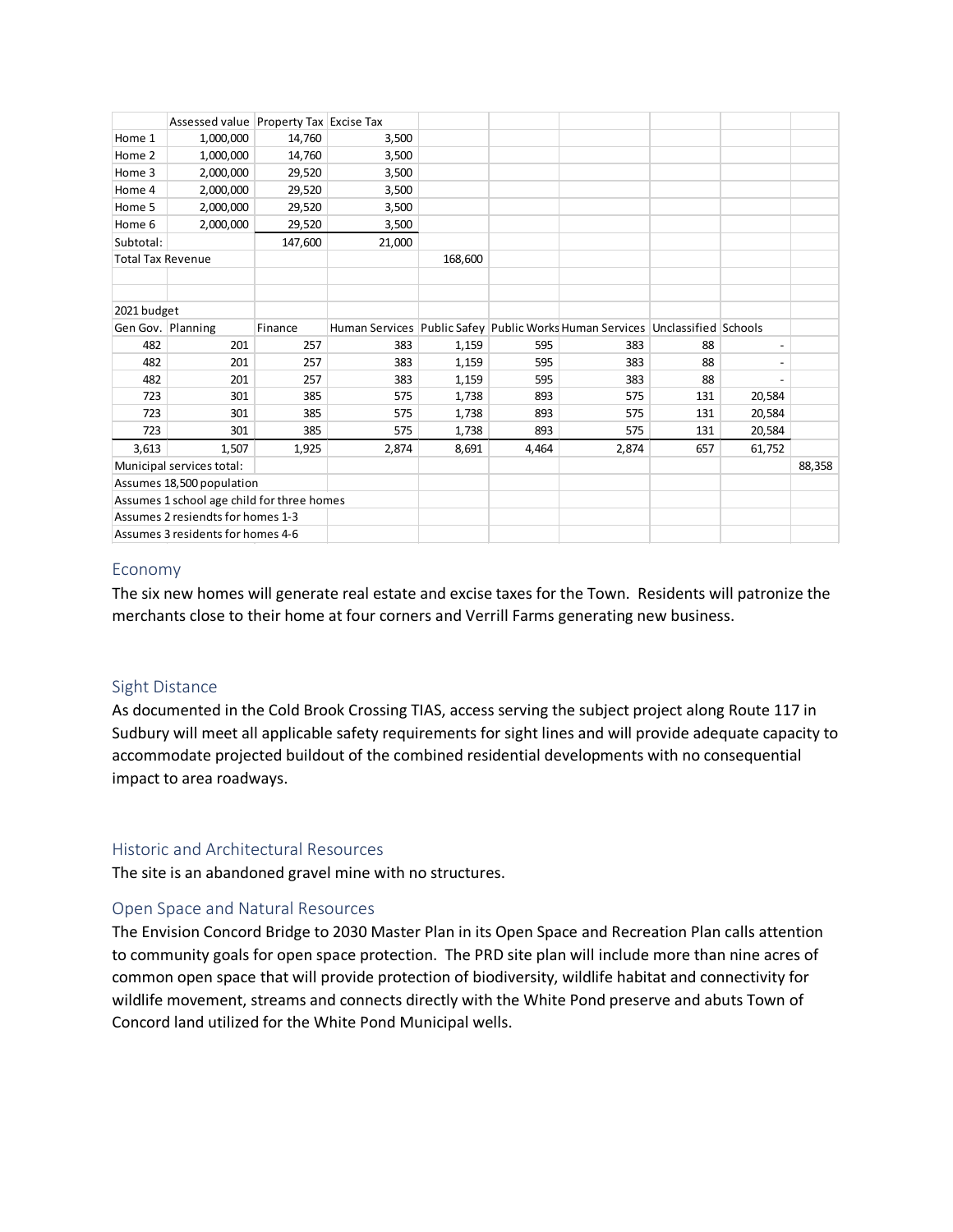| | Assessed value | Property Tax | Excise Tax | | | | | | | |
|---|---|---|---|---|---|---|---|---|---|---|
| Home 1 | 1,000,000 | 14,760 | 3,500 | | | | | | | |
| Home 2 | 1,000,000 | 14,760 | 3,500 | | | | | | | |
| Home 3 | 2,000,000 | 29,520 | 3,500 | | | | | | | |
| Home 4 | 2,000,000 | 29,520 | 3,500 | | | | | | | |
| Home 5 | 2,000,000 | 29,520 | 3,500 | | | | | | | |
| Home 6 | 2,000,000 | 29,520 | 3,500 | | | | | | | |
| Subtotal: | | 147,600 | 21,000 | | | | | | | |
| Total Tax Revenue | | | | 168,600 | | | | | | |
| | | | | | | | | | | |
| | | | | | | | | | | |
| 2021 budget | | | | | | | | | | |
| Gen Gov. | Planning | Finance | Human Services | Public Safey | Public Works | Human Services | Unclassified | Schools | | |
| 482 | 201 | 257 | 383 | 1,159 | 595 | 383 | 88 | - | | |
| 482 | 201 | 257 | 383 | 1,159 | 595 | 383 | 88 | - | | |
| 482 | 201 | 257 | 383 | 1,159 | 595 | 383 | 88 | - | | |
| 723 | 301 | 385 | 575 | 1,738 | 893 | 575 | 131 | 20,584 | | |
| 723 | 301 | 385 | 575 | 1,738 | 893 | 575 | 131 | 20,584 | | |
| 723 | 301 | 385 | 575 | 1,738 | 893 | 575 | 131 | 20,584 | | |
| 3,613 | 1,507 | 1,925 | 2,874 | 8,691 | 4,464 | 2,874 | 657 | 61,752 | | |
| Municipal services total: | | | | | | | | | 88,358 | |
| Assumes 18,500 population | | | | | | | | | | |
| Assumes 1 school age child for three homes | | | | | | | | | | |
| Assumes 2 resiendts for homes 1-3 | | | | | | | | | | |
| Assumes 3 residents for homes 4-6 | | | | | | | | | | |

## Economy

The six new homes will generate real estate and excise taxes for the Town. Residents will patronize the merchants close to their home at four corners and Verrill Farms generating new business.

## Sight Distance

As documented in the Cold Brook Crossing TIAS, access serving the subject project along Route 117 in Sudbury will meet all applicable safety requirements for sight lines and will provide adequate capacity to accommodate projected buildout of the combined residential developments with no consequential impact to area roadways.

## Historic and Architectural Resources

The site is an abandoned gravel mine with no structures.

## Open Space and Natural Resources

The Envision Concord Bridge to 2030 Master Plan in its Open Space and Recreation Plan calls attention to community goals for open space protection. The PRD site plan will include more than nine acres of common open space that will provide protection of biodiversity, wildlife habitat and connectivity for wildlife movement, streams and connects directly with the White Pond preserve and abuts Town of Concord land utilized for the White Pond Municipal wells.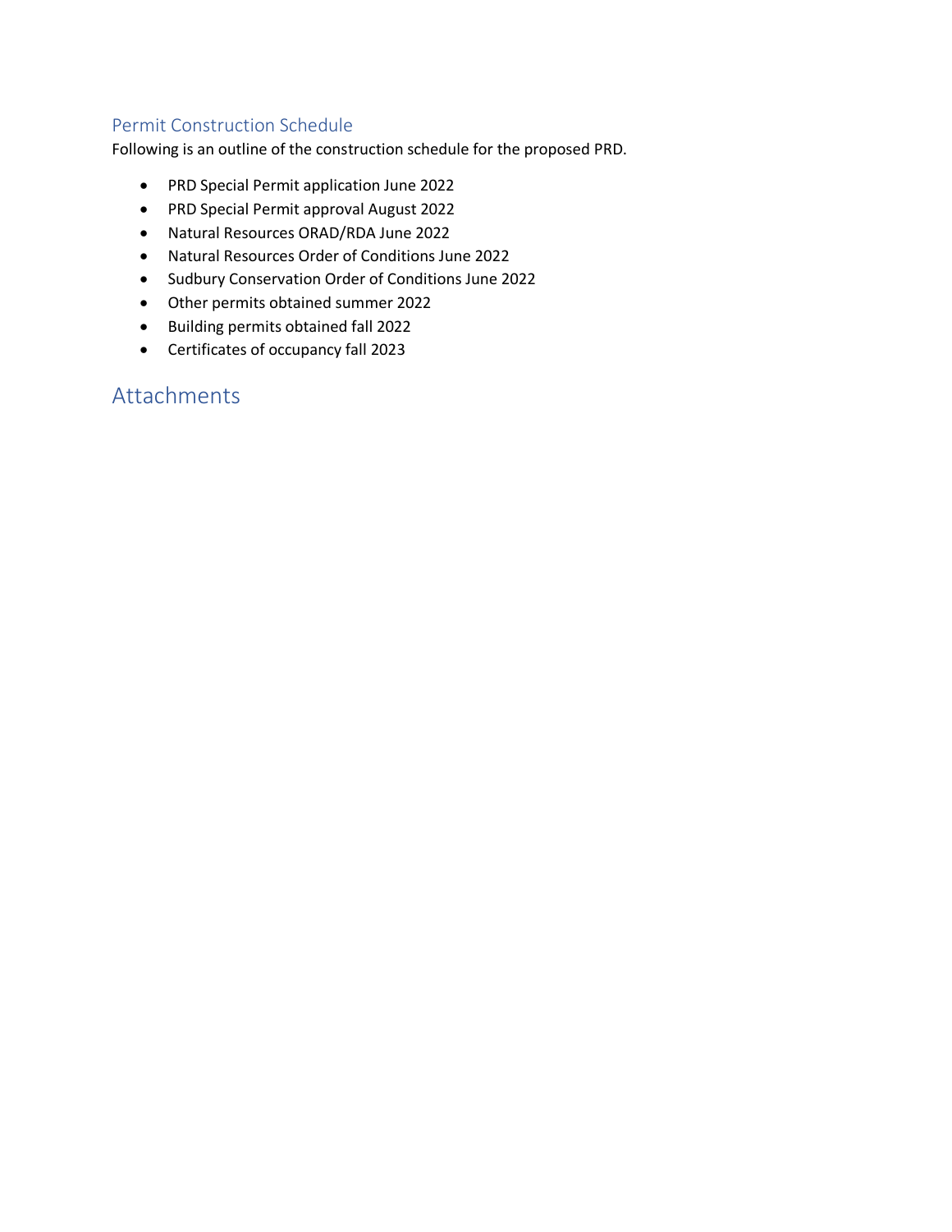### Permit Construction Schedule

Following is an outline of the construction schedule for the proposed PRD.

- PRD Special Permit application June 2022
- PRD Special Permit approval August 2022
- Natural Resources ORAD/RDA June 2022
- Natural Resources Order of Conditions June 2022
- Sudbury Conservation Order of Conditions June 2022
- Other permits obtained summer 2022
- Building permits obtained fall 2022
- Certificates of occupancy fall 2023

## Attachments